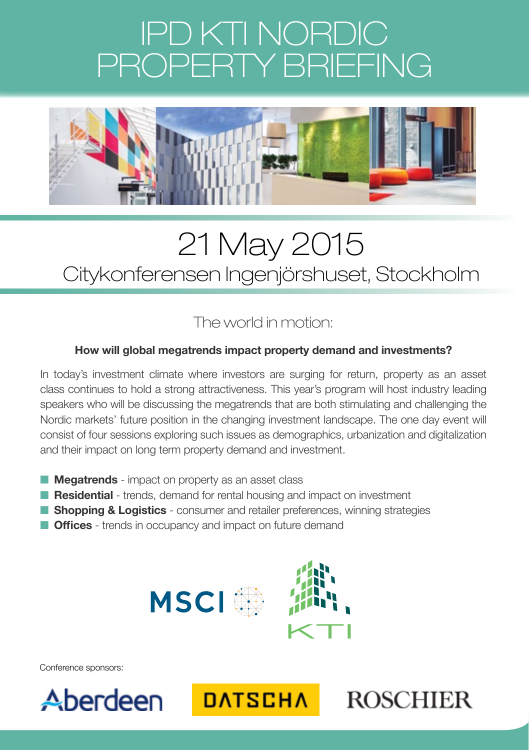# IPD KTI NORDIC PROPERTY BRIEFING

## 21 May 2015

Citykonferensen Ingenjörshuset, Stockholm

### The world in motion:

**How will global megatrends impact property demand and investments?**

In today's investment climate where investors are surging for return, property as an asset class continues to hold a strong attractiveness. This year's program will host industry leading speakers who will be discussing the megatrends that are both stimulating and challenging the Nordic markets' future position in the changing investment landscape. The one day event will consist of four sessions exploring such issues as demographics, urbanization and digitalization and their impact on long term property demand and investment.

- **Megatrends** - impact on property as an asset class
- **Residential** - trends, demand for rental housing and impact on investment
- **Shopping & Logistics** - consumer and retailer preferences, winning strategies
- **Offices** - trends in occupancy and impact on future demand

MSCI KTI

Conference sponsors:

Aberdeen DATSCHA ROSCHIER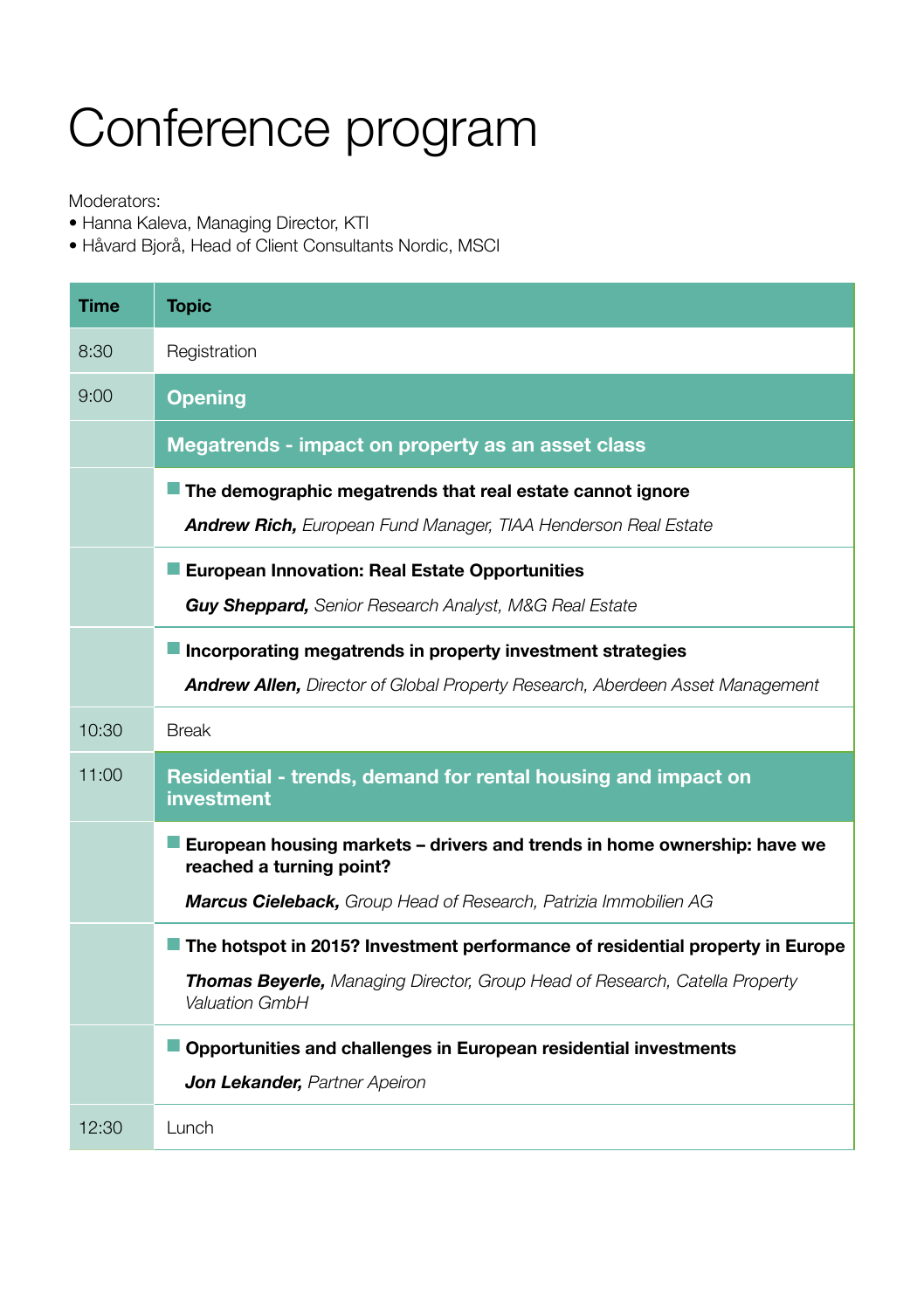# Conference program

Moderators:

- Hanna Kaleva, Managing Director, KTI
- Håvard Bjorå, Head of Client Consultants Nordic, MSCI

| Time | Topic |
|---|---|
| 8:30 | Registration |
| 9:00 | **Opening** |
| | **Megatrends - impact on property as an asset class** |
| | **The demographic megatrends that real estate cannot ignore** <br> ***Andrew Rich,*** *European Fund Manager, TIAA Henderson Real Estate* |
| | **European Innovation: Real Estate Opportunities** <br> ***Guy Sheppard,*** *Senior Research Analyst, M&G Real Estate* |
| | **Incorporating megatrends in property investment strategies** <br> ***Andrew Allen,*** *Director of Global Property Research, Aberdeen Asset Management* |
| 10:30 | Break |
| 11:00 | **Residential - trends, demand for rental housing and impact on investment** |
| | **European housing markets – drivers and trends in home ownership: have we reached a turning point?** <br> ***Marcus Cieleback,*** *Group Head of Research, Patrizia Immobilien AG* |
| | **The hotspot in 2015? Investment performance of residential property in Europe** <br> ***Thomas Beyerle,*** *Managing Director, Group Head of Research, Catella Property Valuation GmbH* |
| | **Opportunities and challenges in European residential investments** <br> ***Jon Lekander,*** *Partner Apeiron* |
| 12:30 | Lunch |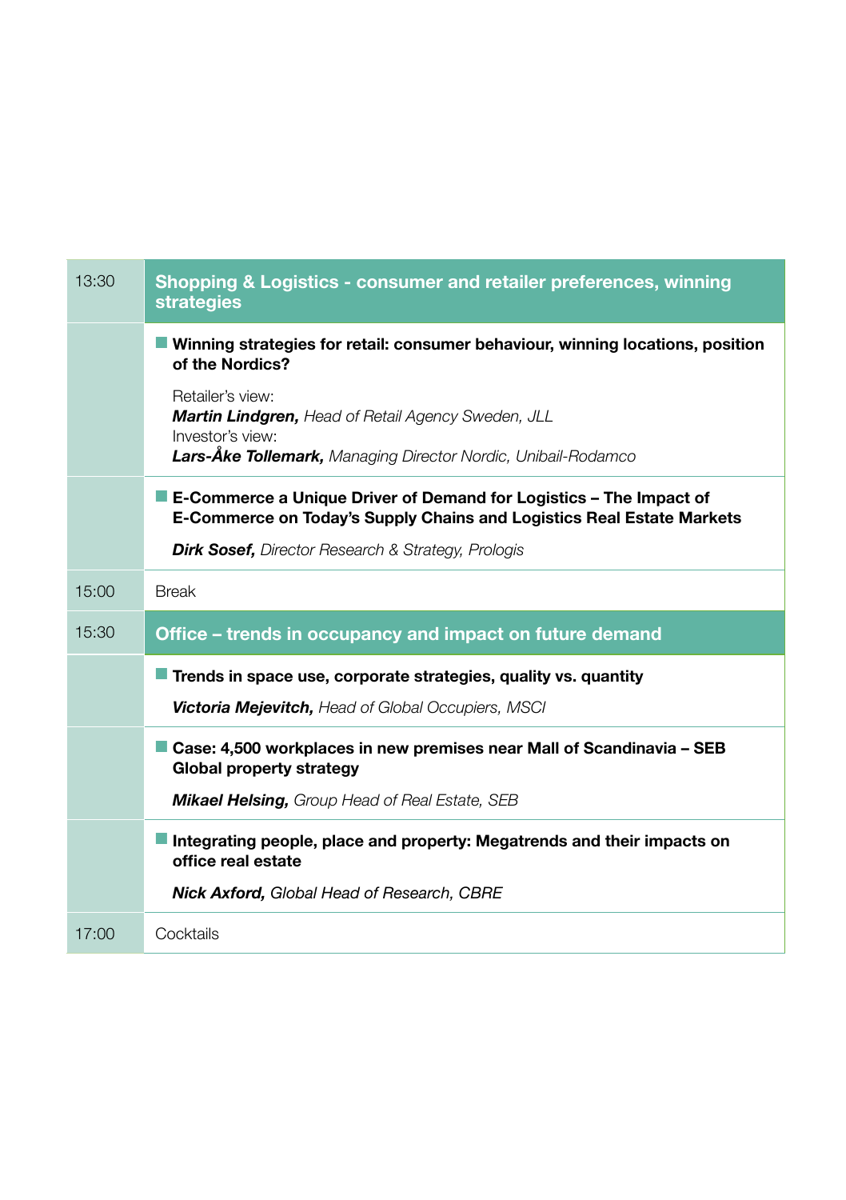| Time | Programme |
|---|---|
| 13:30 | **Shopping & Logistics - consumer and retailer preferences, winning strategies** |
| | **Winning strategies for retail: consumer behaviour, winning locations, position of the Nordics?**<br><br>Retailer's view:<br>***Martin Lindgren,*** *Head of Retail Agency Sweden, JLL*<br>Investor's view:<br>***Lars-Åke Tollemark,*** *Managing Director Nordic, Unibail-Rodamco* |
| | **E-Commerce a Unique Driver of Demand for Logistics – The Impact of E-Commerce on Today's Supply Chains and Logistics Real Estate Markets**<br><br>***Dirk Sosef,*** *Director Research & Strategy, Prologis* |
| 15:00 | Break |
| 15:30 | **Office – trends in occupancy and impact on future demand** |
| | **Trends in space use, corporate strategies, quality vs. quantity**<br><br>***Victoria Mejevitch,*** *Head of Global Occupiers, MSCI* |
| | **Case: 4,500 workplaces in new premises near Mall of Scandinavia – SEB Global property strategy**<br><br>***Mikael Helsing,*** *Group Head of Real Estate, SEB* |
| | **Integrating people, place and property: Megatrends and their impacts on office real estate**<br><br>***Nick Axford,*** *Global Head of Research, CBRE* |
| 17:00 | Cocktails |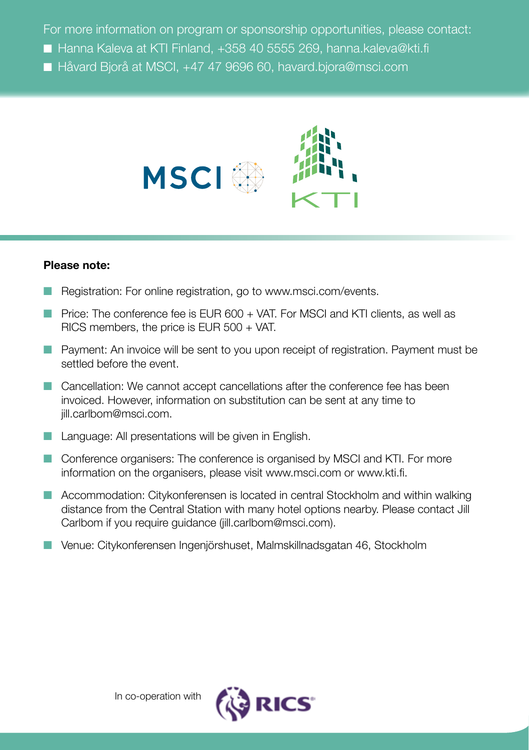For more information on program or sponsorship opportunities, please contact:

- Hanna Kaleva at KTI Finland, +358 40 5555 269, hanna.kaleva@kti.fi
- Håvard Bjorå at MSCI, +47 47 9696 60, havard.bjora@msci.com

MSCI

KTI

**Please note:**

- Registration: For online registration, go to www.msci.com/events.
- Price: The conference fee is EUR 600 + VAT. For MSCI and KTI clients, as well as RICS members, the price is EUR 500 + VAT.
- Payment: An invoice will be sent to you upon receipt of registration. Payment must be settled before the event.
- Cancellation: We cannot accept cancellations after the conference fee has been invoiced. However, information on substitution can be sent at any time to jill.carlbom@msci.com.
- Language: All presentations will be given in English.
- Conference organisers: The conference is organised by MSCI and KTI. For more information on the organisers, please visit www.msci.com or www.kti.fi.
- Accommodation: Citykonferensen is located in central Stockholm and within walking distance from the Central Station with many hotel options nearby. Please contact Jill Carlbom if you require guidance (jill.carlbom@msci.com).
- Venue: Citykonferensen Ingenjörshuset, Malmskillnadsgatan 46, Stockholm

In co-operation with RICS